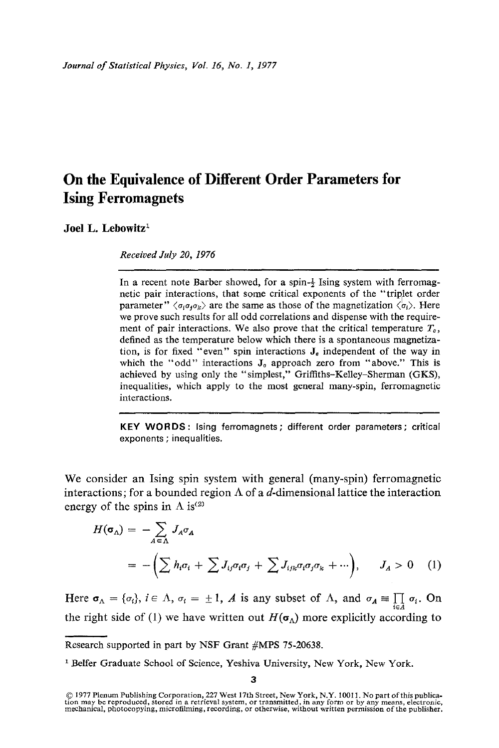# On the Equivalence of Different Order Parameters for Ising Ferromagnets

**Joel L. Lebowitz**[1]

*Received July 20, 1976*

---

In a recent note Barber showed, for a spin-$\frac{1}{2}$ Ising system with ferromagnetic pair interactions, that some critical exponents of the "triplet order parameter" $\langle \sigma_i \sigma_j \sigma_k \rangle$ are the same as those of the magnetization $\langle \sigma_i \rangle$. Here we prove such results for all odd correlations and dispense with the requirement of pair interactions. We also prove that the critical temperature $T_c$, defined as the temperature below which there is a spontaneous magnetization, is for fixed "even" spin interactions $\mathbf{J}_e$ independent of the way in which the "odd" interactions $\mathbf{J}_o$ approach zero from "above." This is achieved by using only the "simplest," Griffiths–Kelley–Sherman (GKS), inequalities, which apply to the most general many-spin, ferromagnetic interactions.

**KEY WORDS**: Ising ferromagnets; different order parameters; critical exponents; inequalities.

---

We consider an Ising spin system with general (many-spin) ferromagnetic interactions; for a bounded region $\Lambda$ of a $d$-dimensional lattice the interaction energy of the spins in $\Lambda$ is[2]

$$
\begin{aligned}
H(\boldsymbol{\sigma}_\Lambda) &= -\sum_{A \subset \Lambda} J_A \sigma_A \\
&= -\left(\sum h_i \sigma_i + \sum J_{ij} \sigma_i \sigma_j + \sum J_{ijk} \sigma_i \sigma_j \sigma_k + \cdots\right), \qquad J_A > 0 \qquad (1)
\end{aligned}
$$

Here $\boldsymbol{\sigma}_\Lambda = \{\sigma_i\}$, $i \in \Lambda$, $\sigma_i = \pm 1$, $A$ is any subset of $\Lambda$, and $\sigma_A \equiv \prod_{i \in A} \sigma_i$. On the right side of (1) we have written out $H(\boldsymbol{\sigma}_\Lambda)$ more explicitly according to

---

Research supported in part by NSF Grant #MPS 75-20638.

[1] Belfer Graduate School of Science, Yeshiva University, New York, New York.

© 1977 Plenum Publishing Corporation, 227 West 17th Street, New York, N.Y. 10011. No part of this publication may be reproduced, stored in a retrieval system, or transmitted, in any form or by any means, electronic, mechanical, photocopying, microfilming, recording, or otherwise, without written permission of the publisher.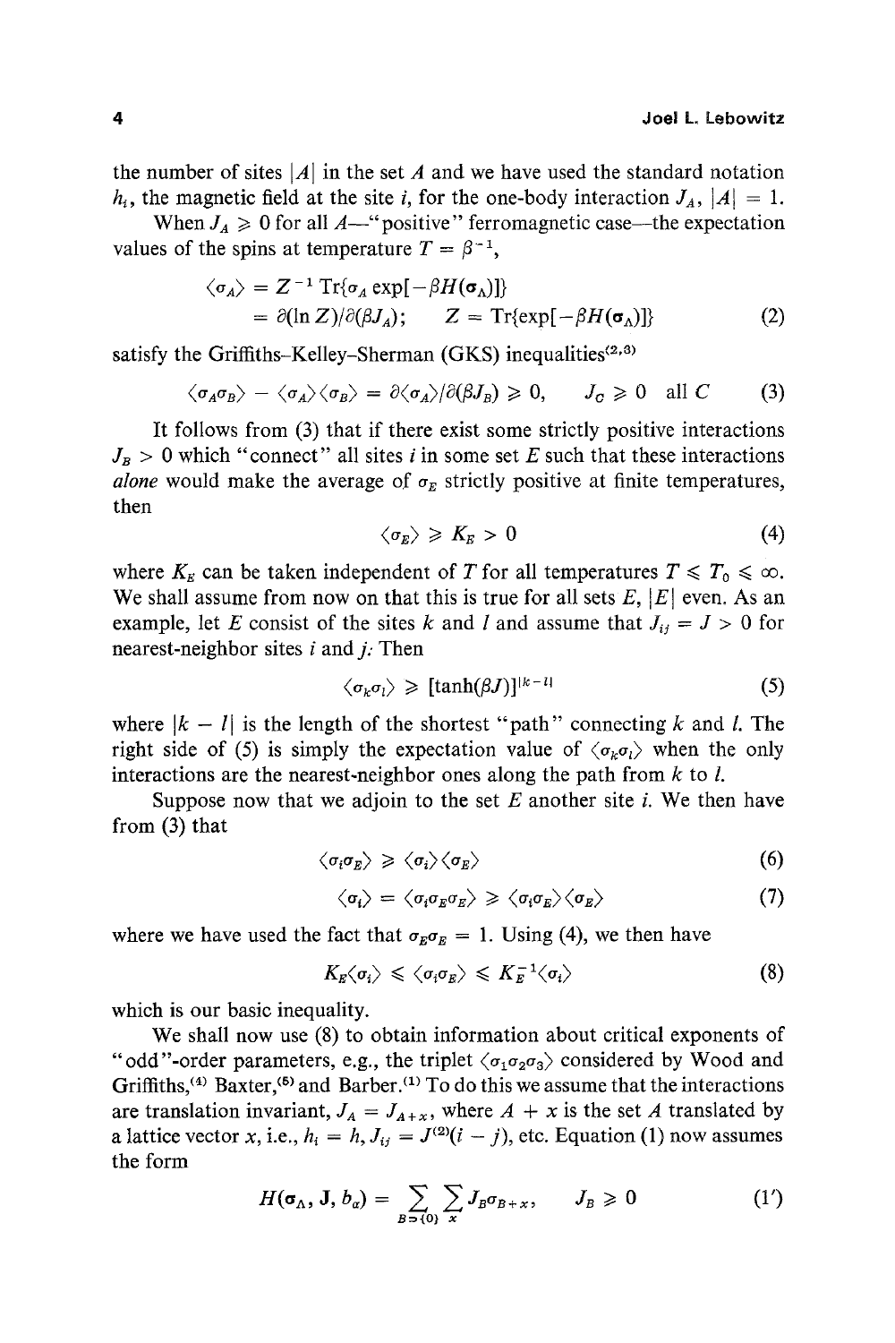the number of sites $|A|$ in the set $A$ and we have used the standard notation $h_i$, the magnetic field at the site $i$, for the one-body interaction $J_A$, $|A| = 1$.

When $J_A \geqslant 0$ for all $A$—"positive" ferromagnetic case—the expectation values of the spins at temperature $T = \beta^{-1}$,

$$\begin{aligned} \langle \sigma_A \rangle &= Z^{-1} \operatorname{Tr}\{\sigma_A \exp[-\beta H(\boldsymbol{\sigma}_\Lambda)]\} \\ &= \partial(\ln Z)/\partial(\beta J_A); \qquad Z = \operatorname{Tr}\{\exp[-\beta H(\boldsymbol{\sigma}_\Lambda)]\} \end{aligned} \tag{2}$$

satisfy the Griffiths–Kelley–Sherman (GKS) inequalities[2,3]

$$\langle \sigma_A \sigma_B \rangle - \langle \sigma_A \rangle \langle \sigma_B \rangle = \partial \langle \sigma_A \rangle / \partial(\beta J_B) \geqslant 0, \qquad J_C \geqslant 0 \quad \text{all } C \tag{3}$$

It follows from (3) that if there exist some strictly positive interactions $J_B > 0$ which "connect" all sites $i$ in some set $E$ such that these interactions *alone* would make the average of $\sigma_E$ strictly positive at finite temperatures, then

$$\langle \sigma_E \rangle \geqslant K_E > 0 \tag{4}$$

where $K_E$ can be taken independent of $T$ for all temperatures $T \leqslant T_0 \leqslant \infty$. We shall assume from now on that this is true for all sets $E$, $|E|$ even. As an example, let $E$ consist of the sites $k$ and $l$ and assume that $J_{ij} = J > 0$ for nearest-neighbor sites $i$ and $j$. Then

$$\langle \sigma_k \sigma_l \rangle \geqslant [\tanh(\beta J)]^{|k-l|} \tag{5}$$

where $|k - l|$ is the length of the shortest "path" connecting $k$ and $l$. The right side of (5) is simply the expectation value of $\langle \sigma_k \sigma_l \rangle$ when the only interactions are the nearest-neighbor ones along the path from $k$ to $l$.

Suppose now that we adjoin to the set $E$ another site $i$. We then have from (3) that

$$\langle \sigma_i \sigma_E \rangle \geqslant \langle \sigma_i \rangle \langle \sigma_E \rangle \tag{6}$$

$$\langle \sigma_i \rangle = \langle \sigma_i \sigma_E \sigma_E \rangle \geqslant \langle \sigma_i \sigma_E \rangle \langle \sigma_E \rangle \tag{7}$$

where we have used the fact that $\sigma_E \sigma_E = 1$. Using (4), we then have

$$K_E \langle \sigma_i \rangle \leqslant \langle \sigma_i \sigma_E \rangle \leqslant K_E^{-1} \langle \sigma_i \rangle \tag{8}$$

which is our basic inequality.

We shall now use (8) to obtain information about critical exponents of "odd"-order parameters, e.g., the triplet $\langle \sigma_1 \sigma_2 \sigma_3 \rangle$ considered by Wood and Griffiths,[4] Baxter,[5] and Barber.[1] To do this we assume that the interactions are translation invariant, $J_A = J_{A+x}$, where $A + x$ is the set $A$ translated by a lattice vector $x$, i.e., $h_i = h$, $J_{ij} = J^{(2)}(i - j)$, etc. Equation (1) now assumes the form

$$H(\boldsymbol{\sigma}_\Lambda, \mathbf{J}, b_\alpha) = \sum_{B \ni \{0\}} \sum_x J_B \sigma_{B+x}, \qquad J_B \geqslant 0 \tag{1'}$$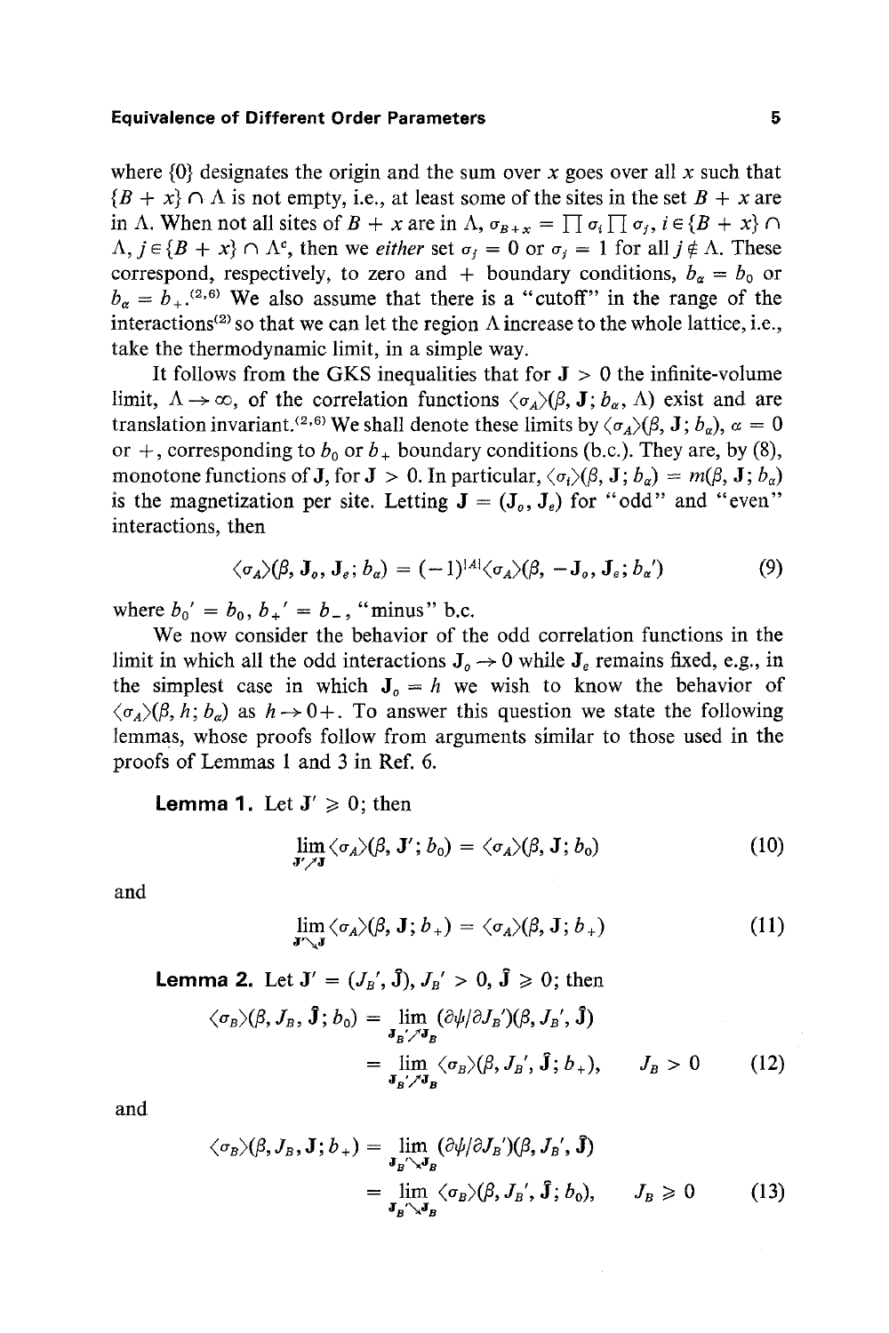where $\{0\}$ designates the origin and the sum over $x$ goes over all $x$ such that $\{B + x\} \cap \Lambda$ is not empty, i.e., at least some of the sites in the set $B + x$ are in $\Lambda$. When not all sites of $B + x$ are in $\Lambda$, $\sigma_{B+x} = \prod \sigma_i \prod \sigma_j$, $i \in \{B + x\} \cap \Lambda$, $j \in \{B + x\} \cap \Lambda^c$, then we *either* set $\sigma_j = 0$ or $\sigma_j = 1$ for all $j \notin \Lambda$. These correspond, respectively, to zero and + boundary conditions, $b_\alpha = b_0$ or $b_\alpha = b_+$.[2,6] We also assume that there is a "cutoff" in the range of the interactions[2] so that we can let the region $\Lambda$ increase to the whole lattice, i.e., take the thermodynamic limit, in a simple way.

It follows from the GKS inequalities that for $\mathbf{J} > 0$ the infinite-volume limit, $\Lambda \to \infty$, of the correlation functions $\langle \sigma_A \rangle(\beta, \mathbf{J}; b_\alpha, \Lambda)$ exist and are translation invariant.[2,6] We shall denote these limits by $\langle \sigma_A \rangle(\beta, \mathbf{J}; b_\alpha)$, $\alpha = 0$ or $+$, corresponding to $b_0$ or $b_+$ boundary conditions (b.c.). They are, by (8), monotone functions of $\mathbf{J}$, for $\mathbf{J} > 0$. In particular, $\langle \sigma_i \rangle(\beta, \mathbf{J}; b_\alpha) = m(\beta, \mathbf{J}; b_\alpha)$ is the magnetization per site. Letting $\mathbf{J} = (\mathbf{J}_o, \mathbf{J}_e)$ for "odd" and "even" interactions, then

$$\langle \sigma_A \rangle(\beta, \mathbf{J}_o, \mathbf{J}_e; b_\alpha) = (-1)^{|A|} \langle \sigma_A \rangle(\beta, -\mathbf{J}_o, \mathbf{J}_e; b_\alpha') \tag{9}$$

where $b_0' = b_0$, $b_+' = b_-$, "minus" b.c.

We now consider the behavior of the odd correlation functions in the limit in which all the odd interactions $\mathbf{J}_o \to 0$ while $\mathbf{J}_e$ remains fixed, e.g., in the simplest case in which $\mathbf{J}_o = h$ we wish to know the behavior of $\langle \sigma_A \rangle(\beta, h; b_\alpha)$ as $h \to 0+$. To answer this question we state the following lemmas, whose proofs follow from arguments similar to those used in the proofs of Lemmas 1 and 3 in Ref. 6.

**Lemma 1.** Let $\mathbf{J}' \geqslant 0$; then

$$\lim_{\mathbf{J}' \nearrow \mathbf{J}} \langle \sigma_A \rangle(\beta, \mathbf{J}'; b_0) = \langle \sigma_A \rangle(\beta, \mathbf{J}; b_0) \tag{10}$$

and

$$\lim_{\mathbf{J}' \searrow \mathbf{J}} \langle \sigma_A \rangle(\beta, \mathbf{J}; b_+) = \langle \sigma_A \rangle(\beta, \mathbf{J}; b_+) \tag{11}$$

**Lemma 2.** Let $\mathbf{J}' = (J_B', \hat{\mathbf{J}})$, $J_B' > 0$, $\hat{\mathbf{J}} \geqslant 0$; then

$$\begin{aligned}
\langle \sigma_B \rangle(\beta, J_B, \hat{\mathbf{J}}; b_0) &= \lim_{\mathbf{J}_B' \nearrow \mathbf{J}_B} (\partial \psi / \partial J_B')(\beta, J_B', \hat{\mathbf{J}}) \\
&= \lim_{\mathbf{J}_B' \nearrow \mathbf{J}_B} \langle \sigma_B \rangle(\beta, J_B', \hat{\mathbf{J}}; b_+), \qquad J_B > 0
\end{aligned} \tag{12}$$

and

$$\begin{aligned}
\langle \sigma_B \rangle(\beta, J_B, \mathbf{J}; b_+) &= \lim_{\mathbf{J}_B' \searrow \mathbf{J}_B} (\partial \psi / \partial J_B')(\beta, J_B', \hat{\mathbf{J}}) \\
&= \lim_{\mathbf{J}_B' \searrow \mathbf{J}_B} \langle \sigma_B \rangle(\beta, J_B', \hat{\mathbf{J}}; b_0), \qquad J_B \geqslant 0
\end{aligned} \tag{13}$$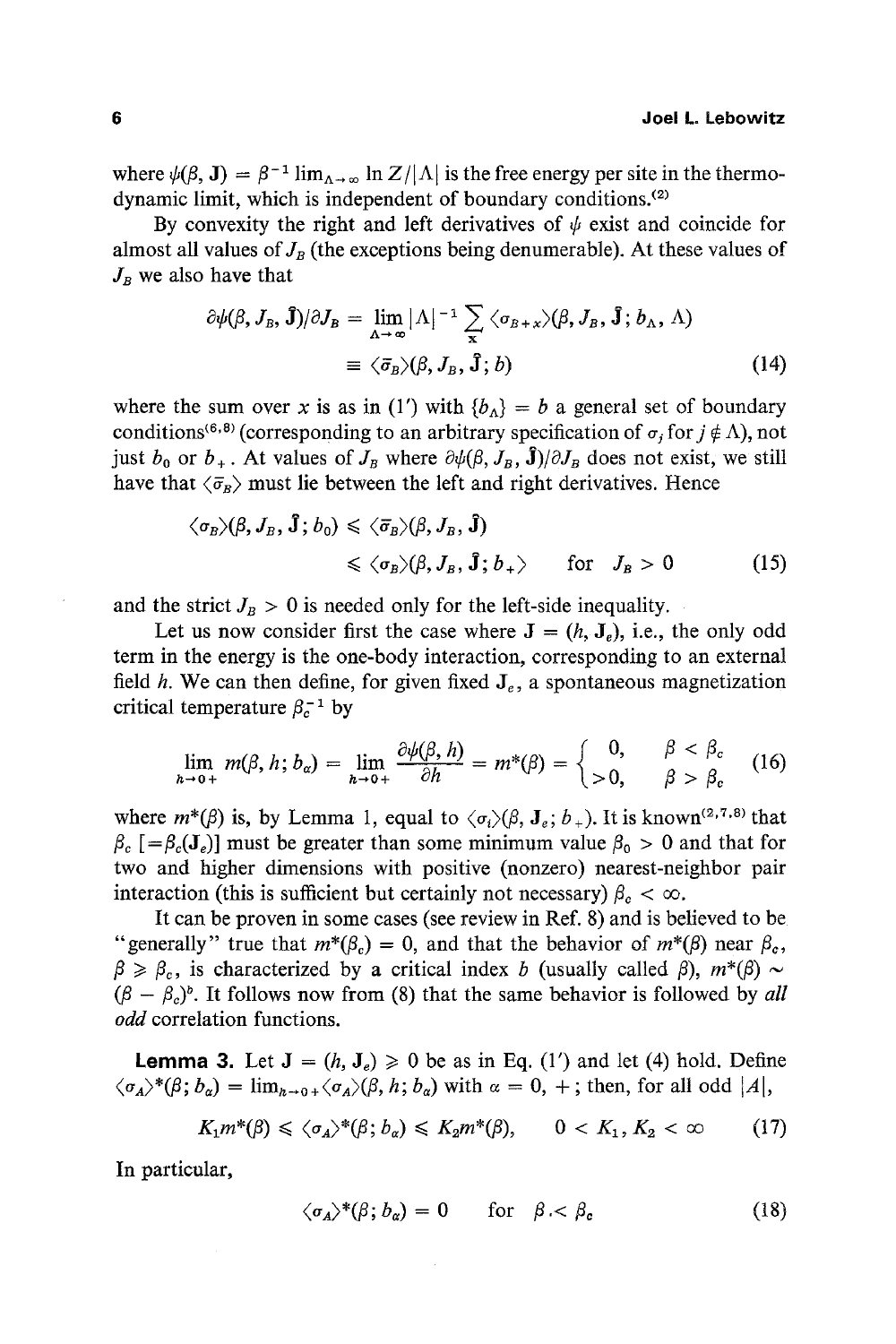where $\psi(\beta, \mathbf{J}) = \beta^{-1} \lim_{\Lambda\to\infty} \ln Z/|\Lambda|$ is the free energy per site in the thermodynamic limit, which is independent of boundary conditions.[2]

By convexity the right and left derivatives of $\psi$ exist and coincide for almost all values of $J_B$ (the exceptions being denumerable). At these values of $J_B$ we also have that

$$\partial\psi(\beta, J_B, \hat{\mathbf{J}})/\partial J_B = \lim_{\Lambda\to\infty} |\Lambda|^{-1} \sum_{\mathbf{x}} \langle \sigma_{B+x}\rangle(\beta, J_B, \hat{\mathbf{J}}; b_\Lambda, \Lambda)$$
$$\equiv \langle \bar{\sigma}_B \rangle(\beta, J_B, \hat{\mathbf{J}}; b) \tag{14}$$

where the sum over $x$ is as in (1′) with $\{b_\Lambda\} = b$ a general set of boundary conditions[6,8] (corresponding to an arbitrary specification of $\sigma_j$ for $j \notin \Lambda$), not just $b_0$ or $b_+$. At values of $J_B$ where $\partial\psi(\beta, J_B, \hat{\mathbf{J}})/\partial J_B$ does not exist, we still have that $\langle \bar{\sigma}_B \rangle$ must lie between the left and right derivatives. Hence

$$\langle \sigma_B \rangle(\beta, J_B, \hat{\mathbf{J}}; b_0) \leqslant \langle \bar{\sigma}_B \rangle(\beta, J_B, \hat{\mathbf{J}})$$
$$\leqslant \langle \sigma_B \rangle(\beta, J_B, \hat{\mathbf{J}}; b_+) \qquad \text{for} \quad J_B > 0 \tag{15}$$

and the strict $J_B > 0$ is needed only for the left-side inequality.

Let us now consider first the case where $\mathbf{J} = (h, \mathbf{J}_e)$, i.e., the only odd term in the energy is the one-body interaction, corresponding to an external field $h$. We can then define, for given fixed $\mathbf{J}_e$, a spontaneous magnetization critical temperature $\beta_c^{-1}$ by

$$\lim_{h\to 0+} m(\beta, h; b_\alpha) = \lim_{h\to 0+} \frac{\partial\psi(\beta, h)}{\partial h} = m^*(\beta) = \begin{cases} 0, & \beta < \beta_c \\ >0, & \beta > \beta_c \end{cases} \tag{16}$$

where $m^*(\beta)$ is, by Lemma 1, equal to $\langle \sigma_i \rangle(\beta, \mathbf{J}_e; b_+)$. It is known[2,7,8] that $\beta_c$ $[=\beta_c(\mathbf{J}_e)]$ must be greater than some minimum value $\beta_0 > 0$ and that for two and higher dimensions with positive (nonzero) nearest-neighbor pair interaction (this is sufficient but certainly not necessary) $\beta_c < \infty$.

It can be proven in some cases (see review in Ref. 8) and is believed to be "generally" true that $m^*(\beta_c) = 0$, and that the behavior of $m^*(\beta)$ near $\beta_c$, $\beta \geqslant \beta_c$, is characterized by a critical index $b$ (usually called $\beta$), $m^*(\beta) \sim (\beta - \beta_c)^b$. It follows now from (8) that the same behavior is followed by *all odd* correlation functions.

**Lemma 3.** Let $\mathbf{J} = (h, \mathbf{J}_e) \geqslant 0$ be as in Eq. (1′) and let (4) hold. Define $\langle \sigma_A \rangle^*(\beta; b_\alpha) = \lim_{h\to 0+} \langle \sigma_A \rangle(\beta, h; b_\alpha)$ with $\alpha = 0, +$; then, for all odd $|A|$,

$$K_1 m^*(\beta) \leqslant \langle \sigma_A \rangle^*(\beta; b_\alpha) \leqslant K_2 m^*(\beta), \qquad 0 < K_1, K_2 < \infty \tag{17}$$

In particular,

$$\langle \sigma_A \rangle^*(\beta; b_\alpha) = 0 \qquad \text{for} \quad \beta < \beta_c \tag{18}$$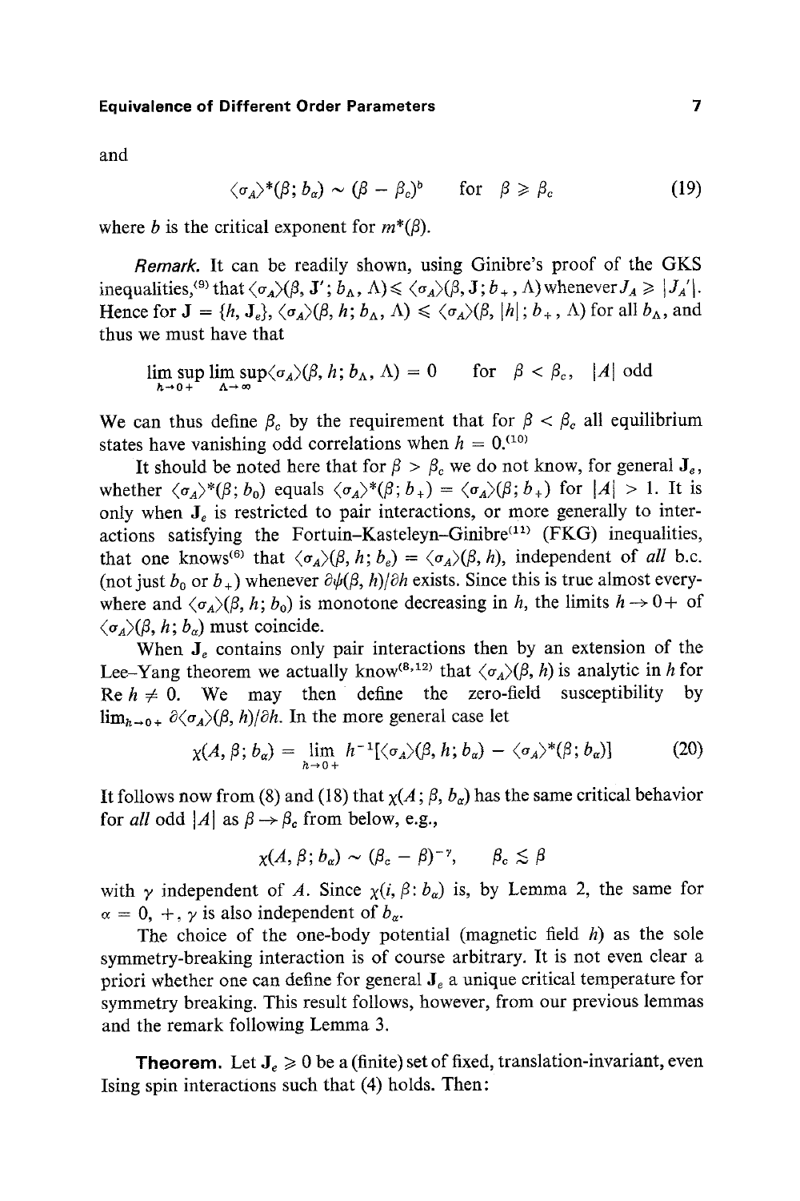and

$$\langle \sigma_A \rangle^*(\beta; b_\alpha) \sim (\beta - \beta_c)^b \qquad \text{for} \quad \beta \geqslant \beta_c \tag{19}$$

where $b$ is the critical exponent for $m^*(\beta)$.

*Remark.* It can be readily shown, using Ginibre's proof of the GKS inequalities,[9] that $\langle \sigma_A \rangle(\beta, \mathbf{J}'; b_\Lambda, \Lambda) \leqslant \langle \sigma_A \rangle(\beta, \mathbf{J}; b_+, \Lambda)$ whenever $J_A \geqslant |J_A'|$. Hence for $\mathbf{J} = \{h, \mathbf{J}_e\}$, $\langle \sigma_A \rangle(\beta, h; b_\Lambda, \Lambda) \leqslant \langle \sigma_A \rangle(\beta, |h|; b_+, \Lambda)$ for all $b_\Lambda$, and thus we must have that

$$\limsup_{h \to 0+} \limsup_{\Lambda \to \infty} \langle \sigma_A \rangle(\beta, h; b_\Lambda, \Lambda) = 0 \qquad \text{for} \quad \beta < \beta_c, \quad |A| \text{ odd}$$

We can thus define $\beta_c$ by the requirement that for $\beta < \beta_c$ all equilibrium states have vanishing odd correlations when $h = 0$.[10]

It should be noted here that for $\beta > \beta_c$ we do not know, for general $\mathbf{J}_e$, whether $\langle \sigma_A \rangle^*(\beta; b_0)$ equals $\langle \sigma_A \rangle^*(\beta; b_+) = \langle \sigma_A \rangle(\beta; b_+)$ for $|A| > 1$. It is only when $\mathbf{J}_e$ is restricted to pair interactions, or more generally to interactions satisfying the Fortuin–Kasteleyn–Ginibre[11] (FKG) inequalities, that one knows[6] that $\langle \sigma_A \rangle(\beta, h; b_e) = \langle \sigma_A \rangle(\beta, h)$, independent of *all* b.c. (not just $b_0$ or $b_+$) whenever $\partial \psi(\beta, h)/\partial h$ exists. Since this is true almost everywhere and $\langle \sigma_A \rangle(\beta, h; b_0)$ is monotone decreasing in $h$, the limits $h \to 0+$ of $\langle \sigma_A \rangle(\beta, h; b_\alpha)$ must coincide.

When $\mathbf{J}_e$ contains only pair interactions then by an extension of the Lee–Yang theorem we actually know[8,12] that $\langle \sigma_A \rangle(\beta, h)$ is analytic in $h$ for $\operatorname{Re} h \neq 0$. We may then define the zero-field susceptibility by $\lim_{h \to 0+} \partial \langle \sigma_A \rangle(\beta, h)/\partial h$. In the more general case let

$$\chi(A, \beta; b_\alpha) = \lim_{h \to 0+} h^{-1}[\langle \sigma_A \rangle(\beta, h; b_\alpha) - \langle \sigma_A \rangle^*(\beta; b_\alpha)] \tag{20}$$

It follows now from (8) and (18) that $\chi(A; \beta, b_\alpha)$ has the same critical behavior for *all* odd $|A|$ as $\beta \to \beta_c$ from below, e.g.,

$$\chi(A, \beta; b_\alpha) \sim (\beta_c - \beta)^{-\gamma}, \qquad \beta_c \lesssim \beta$$

with $\gamma$ independent of $A$. Since $\chi(i, \beta: b_\alpha)$ is, by Lemma 2, the same for $\alpha = 0, +$, $\gamma$ is also independent of $b_\alpha$.

The choice of the one-body potential (magnetic field $h$) as the sole symmetry-breaking interaction is of course arbitrary. It is not even clear a priori whether one can define for general $\mathbf{J}_e$ a unique critical temperature for symmetry breaking. This result follows, however, from our previous lemmas and the remark following Lemma 3.

**Theorem.** Let $\mathbf{J}_e \geqslant 0$ be a (finite) set of fixed, translation-invariant, even Ising spin interactions such that (4) holds. Then: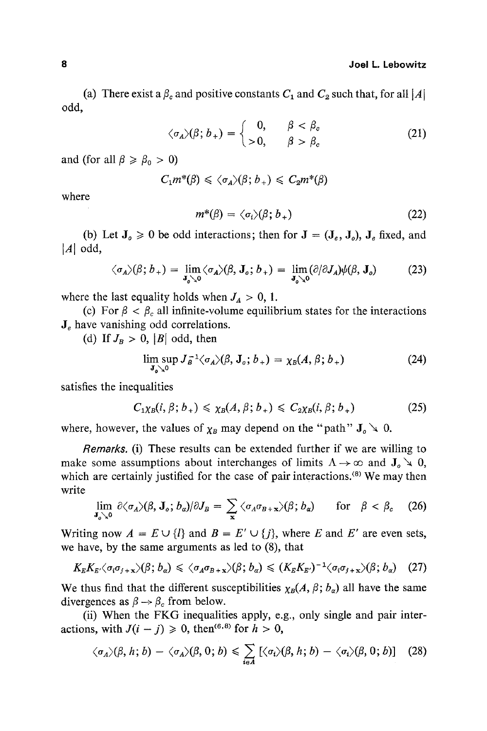(a) There exist a $\beta_c$ and positive constants $C_1$ and $C_2$ such that, for all $|A|$ odd,

$$\langle\sigma_A\rangle(\beta; b_+) = \begin{cases} 0, & \beta < \beta_c \\ >0, & \beta > \beta_c \end{cases} \tag{21}$$

and (for all $\beta \geqslant \beta_0 > 0$)

$$C_1 m^*(\beta) \leqslant \langle\sigma_A\rangle(\beta; b_+) \leqslant C_2 m^*(\beta)$$

where

$$m^*(\beta) = \langle\sigma_i\rangle(\beta; b_+) \tag{22}$$

(b) Let $\mathbf{J}_o \geqslant 0$ be odd interactions; then for $\mathbf{J} = (\mathbf{J}_e, \mathbf{J}_o)$, $\mathbf{J}_e$ fixed, and $|A|$ odd,

$$\langle\sigma_A\rangle(\beta; b_+) = \lim_{\mathbf{J}_o \searrow 0} \langle\sigma_A\rangle(\beta, \mathbf{J}_o; b_+) = \lim_{\mathbf{J}_o \searrow 0} (\partial/\partial J_A)\psi(\beta, \mathbf{J}_o) \tag{23}$$

where the last equality holds when $J_A > 0$, 1.

(c) For $\beta < \beta_c$ all infinite-volume equilibrium states for the interactions $\mathbf{J}_e$ have vanishing odd correlations.

(d) If $J_B > 0$, $|B|$ odd, then

$$\limsup_{\mathbf{J}_o \searrow 0} J_B^{-1} \langle\sigma_A\rangle(\beta, \mathbf{J}_o; b_+) = \chi_B(A, \beta; b_+) \tag{24}$$

satisfies the inequalities

$$C_1 \chi_B(i, \beta; b_+) \leqslant \chi_B(A, \beta; b_+) \leqslant C_2 \chi_B(i, \beta; b_+) \tag{25}$$

where, however, the values of $\chi_B$ may depend on the "path" $\mathbf{J}_o \searrow 0$.

*Remarks.* (i) These results can be extended further if we are willing to make some assumptions about interchanges of limits $\Lambda \to \infty$ and $\mathbf{J}_o \searrow 0$, which are certainly justified for the case of pair interactions.[8] We may then write

$$\lim_{\mathbf{J}_o \searrow 0} \partial\langle\sigma_A\rangle(\beta, \mathbf{J}_o; b_\alpha)/\partial J_B = \sum_{\mathbf{x}} \langle\sigma_A \sigma_{B+\mathbf{x}}\rangle(\beta; b_\alpha) \qquad \text{for} \quad \beta < \beta_c \tag{26}$$

Writing now $A = E \cup \{l\}$ and $B = E' \cup \{j\}$, where $E$ and $E'$ are even sets, we have, by the same arguments as led to (8), that

$$K_E K_{E'} \langle\sigma_i \sigma_{j+\mathbf{x}}\rangle(\beta; b_\alpha) \leqslant \langle\sigma_A \sigma_{B+\mathbf{x}}\rangle(\beta; b_\alpha) \leqslant (K_E K_{E'})^{-1} \langle\sigma_i \sigma_{j+\mathbf{x}}\rangle(\beta; b_\alpha) \tag{27}$$

We thus find that the different susceptibilities $\chi_B(A, \beta; b_\alpha)$ all have the same divergences as $\beta \to \beta_c$ from below.

(ii) When the FKG inequalities apply, e.g., only single and pair interactions, with $J(i - j) \geqslant 0$, then[6,8] for $h > 0$,

$$\langle\sigma_A\rangle(\beta, h; b) - \langle\sigma_A\rangle(\beta, 0; b) \leqslant \sum_{i \in A} [\langle\sigma_i\rangle(\beta, h; b) - \langle\sigma_i\rangle(\beta, 0; b)] \tag{28}$$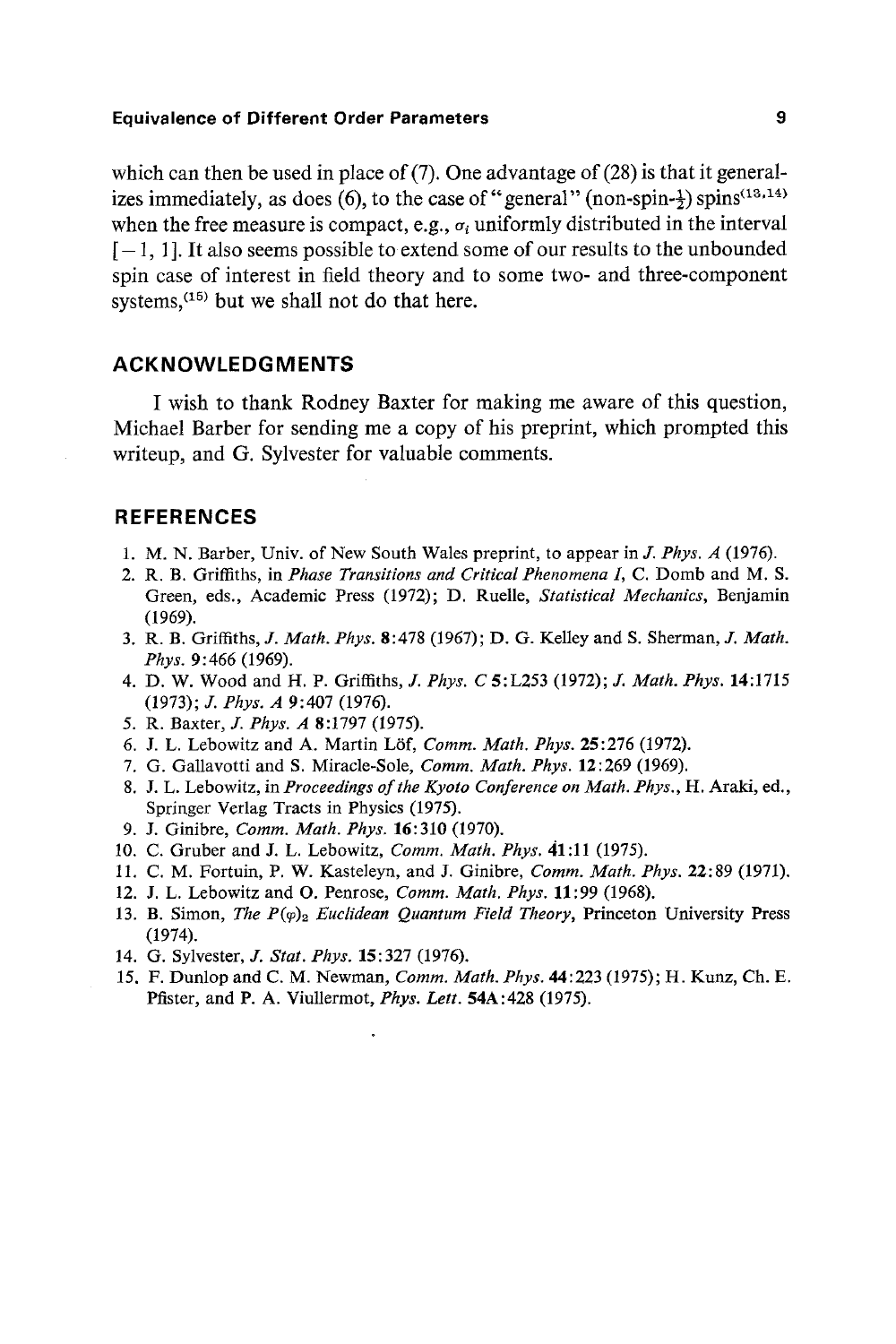which can then be used in place of (7). One advantage of (28) is that it generalizes immediately, as does (6), to the case of "general" (non-spin-$\frac{1}{2}$) spins[13,14] when the free measure is compact, e.g., $\sigma_i$ uniformly distributed in the interval $[-1, 1]$. It also seems possible to extend some of our results to the unbounded spin case of interest in field theory and to some two- and three-component systems,[15] but we shall not do that here.

## ACKNOWLEDGMENTS

I wish to thank Rodney Baxter for making me aware of this question, Michael Barber for sending me a copy of his preprint, which prompted this writeup, and G. Sylvester for valuable comments.

## REFERENCES

1. M. N. Barber, Univ. of New South Wales preprint, to appear in *J. Phys. A* (1976).
2. R. B. Griffiths, in *Phase Transitions and Critical Phenomena I*, C. Domb and M. S. Green, eds., Academic Press (1972); D. Ruelle, *Statistical Mechanics*, Benjamin (1969).
3. R. B. Griffiths, *J. Math. Phys.* **8**:478 (1967); D. G. Kelley and S. Sherman, *J. Math. Phys.* **9**:466 (1969).
4. D. W. Wood and H. P. Griffiths, *J. Phys. C* **5**:L253 (1972); *J. Math. Phys.* **14**:1715 (1973); *J. Phys. A* **9**:407 (1976).
5. R. Baxter, *J. Phys. A* **8**:1797 (1975).
6. J. L. Lebowitz and A. Martin Löf, *Comm. Math. Phys.* **25**:276 (1972).
7. G. Gallavotti and S. Miracle-Sole, *Comm. Math. Phys.* **12**:269 (1969).
8. J. L. Lebowitz, in *Proceedings of the Kyoto Conference on Math. Phys.*, H. Araki, ed., Springer Verlag Tracts in Physics (1975).
9. J. Ginibre, *Comm. Math. Phys.* **16**:310 (1970).
10. C. Gruber and J. L. Lebowitz, *Comm. Math. Phys.* **41**:11 (1975).
11. C. M. Fortuin, P. W. Kasteleyn, and J. Ginibre, *Comm. Math. Phys.* **22**:89 (1971).
12. J. L. Lebowitz and O. Penrose, *Comm. Math. Phys.* **11**:99 (1968).
13. B. Simon, *The $P(\varphi)_2$ Euclidean Quantum Field Theory*, Princeton University Press (1974).
14. G. Sylvester, *J. Stat. Phys.* **15**:327 (1976).
15. F. Dunlop and C. M. Newman, *Comm. Math. Phys.* **44**:223 (1975); H. Kunz, Ch. E. Pfister, and P. A. Viullermot, *Phys. Lett.* **54A**:428 (1975).